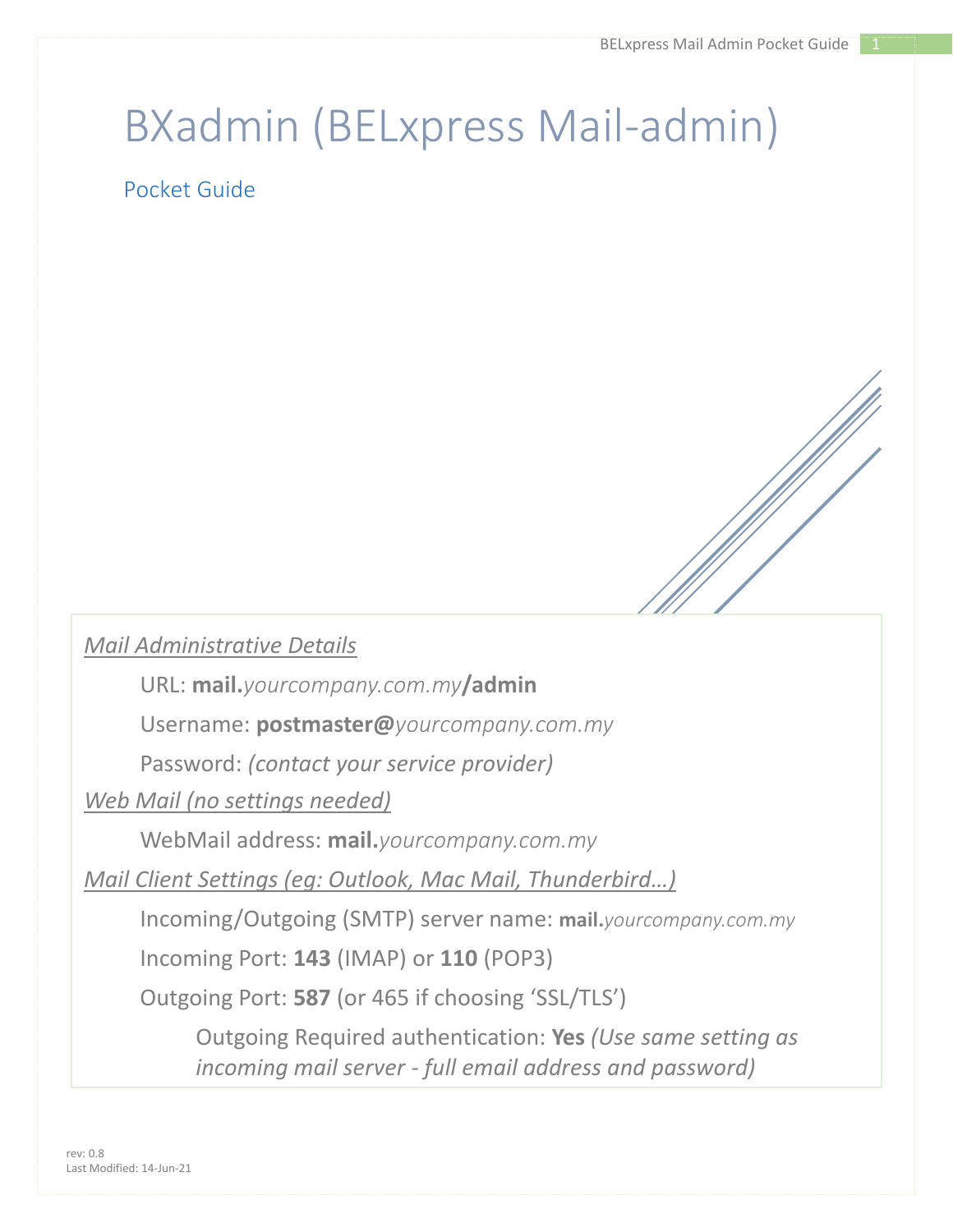# BXadmin (BELxpress Mail-admin)

## Pocket Guide

*Mail Administrative Details*

URL: **mail.***yourcompany.com.my***/admin**

Username: **postmaster@***yourcompany.com.my*

Password: *(contact your service provider)*

*Web Mail (no settings needed)*

WebMail address: **mail.***yourcompany.com.my*

*Mail Client Settings (eg: Outlook, Mac Mail, Thunderbird…)*

Incoming/Outgoing (SMTP) server name: **mail.***yourcompany.com.my*

Incoming Port: **143** (IMAP) or **110** (POP3)

Outgoing Port: **587** (or 465 if choosing 'SSL/TLS')

Outgoing Required authentication: **Yes** *(Use same setting as incoming mail server - full email address and password)*

rev: 0.8
Last Modified: 14-Jun-21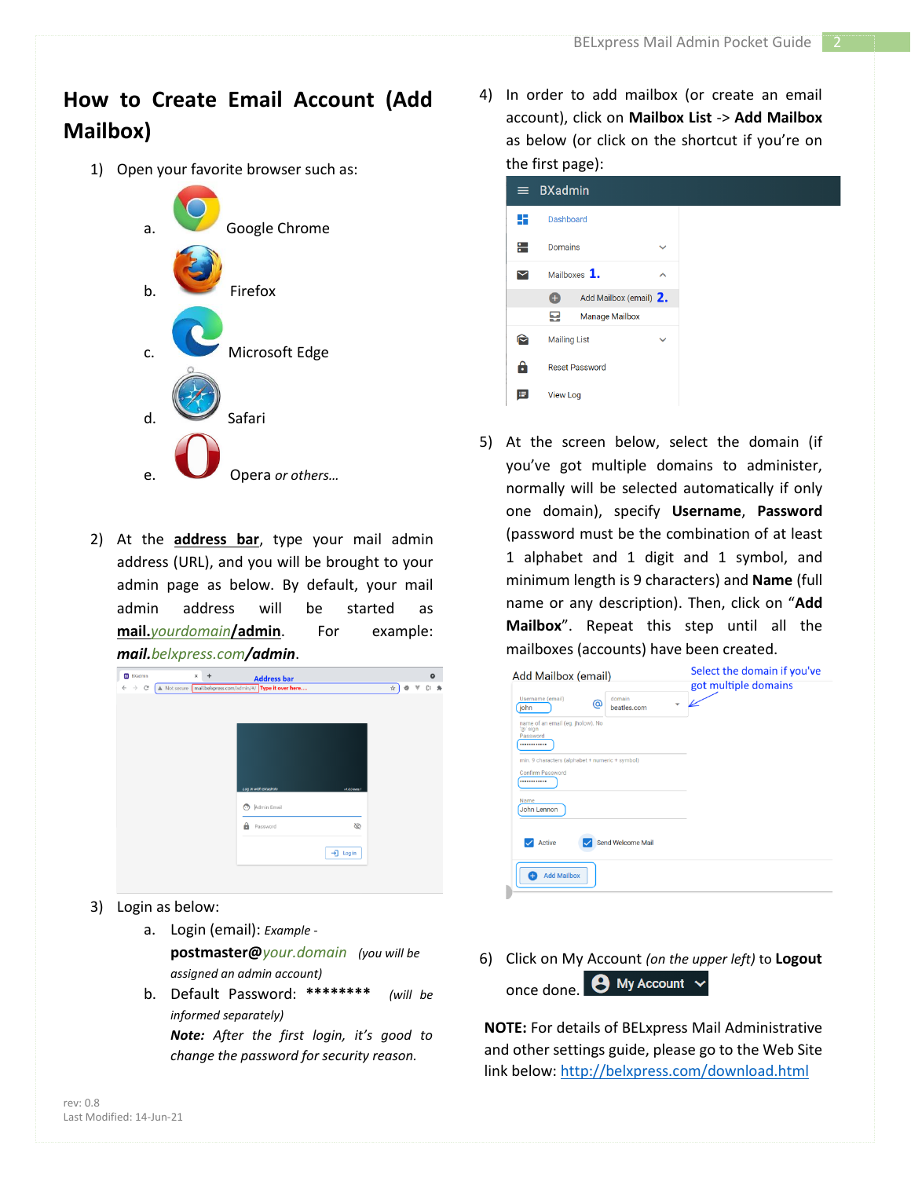# How to Create Email Account (Add Mailbox)

1) Open your favorite browser such as:
   a. Google Chrome
   b. Firefox
   c. Microsoft Edge
   d. Safari
   e. Opera *or others…*

2) At the **address bar**, type your mail admin address (URL), and you will be brought to your admin page as below. By default, your mail admin address will be started as **mail.***yourdomain***/admin**. For example: ***mail.****belxpress.com****/admin***.

3) Login as below:
   a. Login (email): *Example -* **postmaster@***your.domain* *(you will be assigned an admin account)*
   b. Default Password: ******** *(will be informed separately)*
      ***Note:*** *After the first login, it's good to change the password for security reason.*

4) In order to add mailbox (or create an email account), click on **Mailbox List** -> **Add Mailbox** as below (or click on the shortcut if you're on the first page):

5) At the screen below, select the domain (if you've got multiple domains to administer, normally will be selected automatically if only one domain), specify **Username**, **Password** (password must be the combination of at least 1 alphabet and 1 digit and 1 symbol, and minimum length is 9 characters) and **Name** (full name or any description). Then, click on "**Add Mailbox**". Repeat this step until all the mailboxes (accounts) have been created.

6) Click on My Account *(on the upper left)* to **Logout** once done.

**NOTE:** For details of BELxpress Mail Administrative and other settings guide, please go to the Web Site link below: http://belxpress.com/download.html

rev: 0.8
Last Modified: 14-Jun-21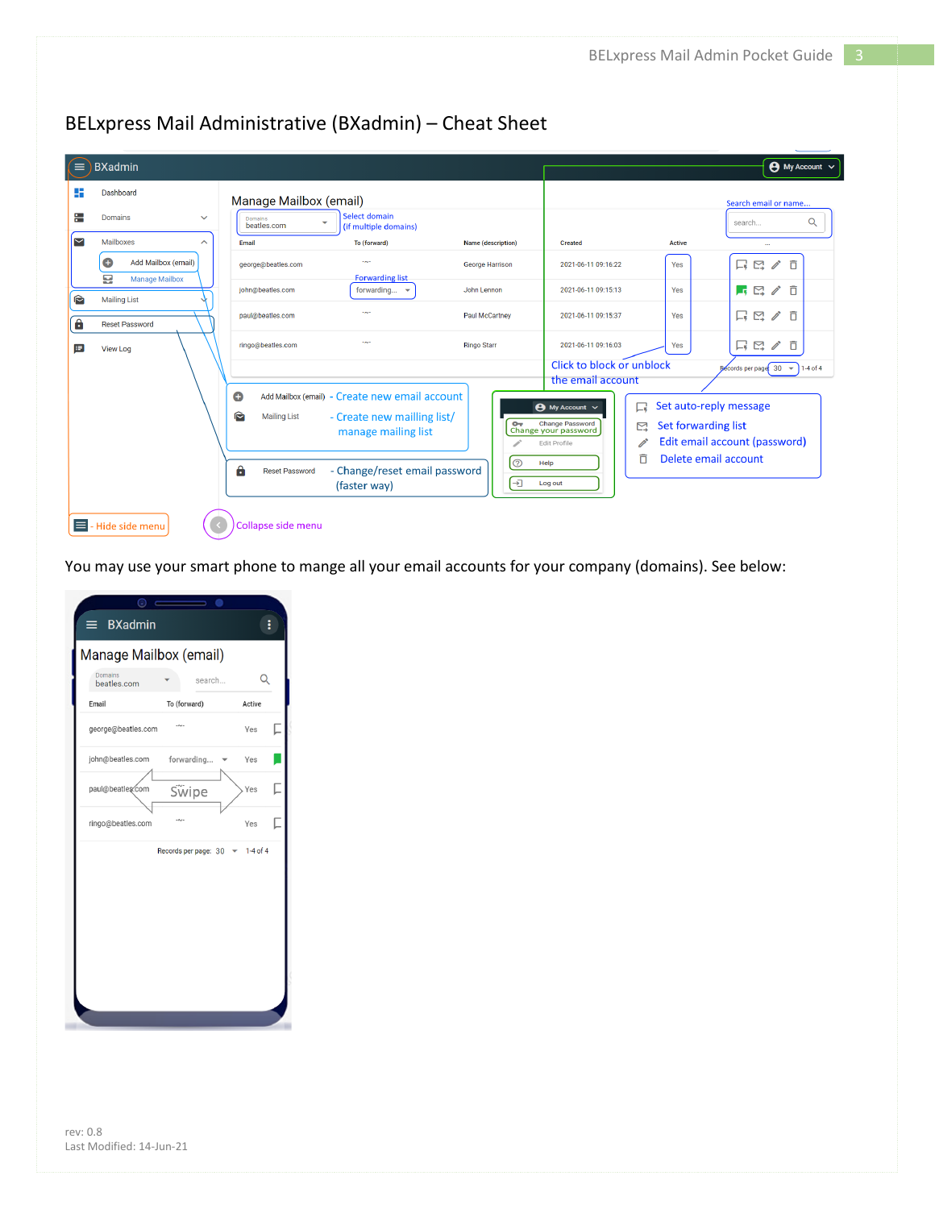# BELxpress Mail Administrative (BXadmin) – Cheat Sheet

BXadmin

My Account

Dashboard

Domains

Mailboxes

Add Mailbox (email)

Manage Mailbox

Mailing List

Reset Password

View Log

Manage Mailbox (email)

Domains
beatles.com

Select domain
(if multiple domains)

Search email or name...

search...

| Email | To (forward) | Name (description) | Created | Active | ... |
|---|---|---|---|---|---|
| george@beatles.com | -- | George Harrison | 2021-06-11 09:16:22 | Yes | |
| john@beatles.com | forwarding... | John Lennon | 2021-06-11 09:15:13 | Yes | |
| paul@beatles.com | -- | Paul McCartney | 2021-06-11 09:15:37 | Yes | |
| ringo@beatles.com | -- | Ringo Starr | 2021-06-11 09:16:03 | Yes | |

Forwarding list

Click to block or unblock the email account

Records per page 30 1-4 of 4

Add Mailbox (email) - Create new email account

Mailing List - Create new mailling list/ manage mailing list

Reset Password - Change/reset email password (faster way)

My Account

Change Password
Change your password

Edit Profile

Help

Log out

Set auto-reply message

Set forwarding list

Edit email account (password)

Delete email account

- Hide side menu

Collapse side menu

You may use your smart phone to mange all your email accounts for your company (domains). See below:

BXadmin

Manage Mailbox (email)

Domains
beatles.com

search...

| Email | To (forward) | Active |
|---|---|---|
| george@beatles.com | -- | Yes |
| john@beatles.com | forwarding... | Yes |
| paul@beatles.com | | Yes |
| ringo@beatles.com | -- | Yes |

Swipe

Records per page: 30 1-4 of 4

rev: 0.8
Last Modified: 14-Jun-21